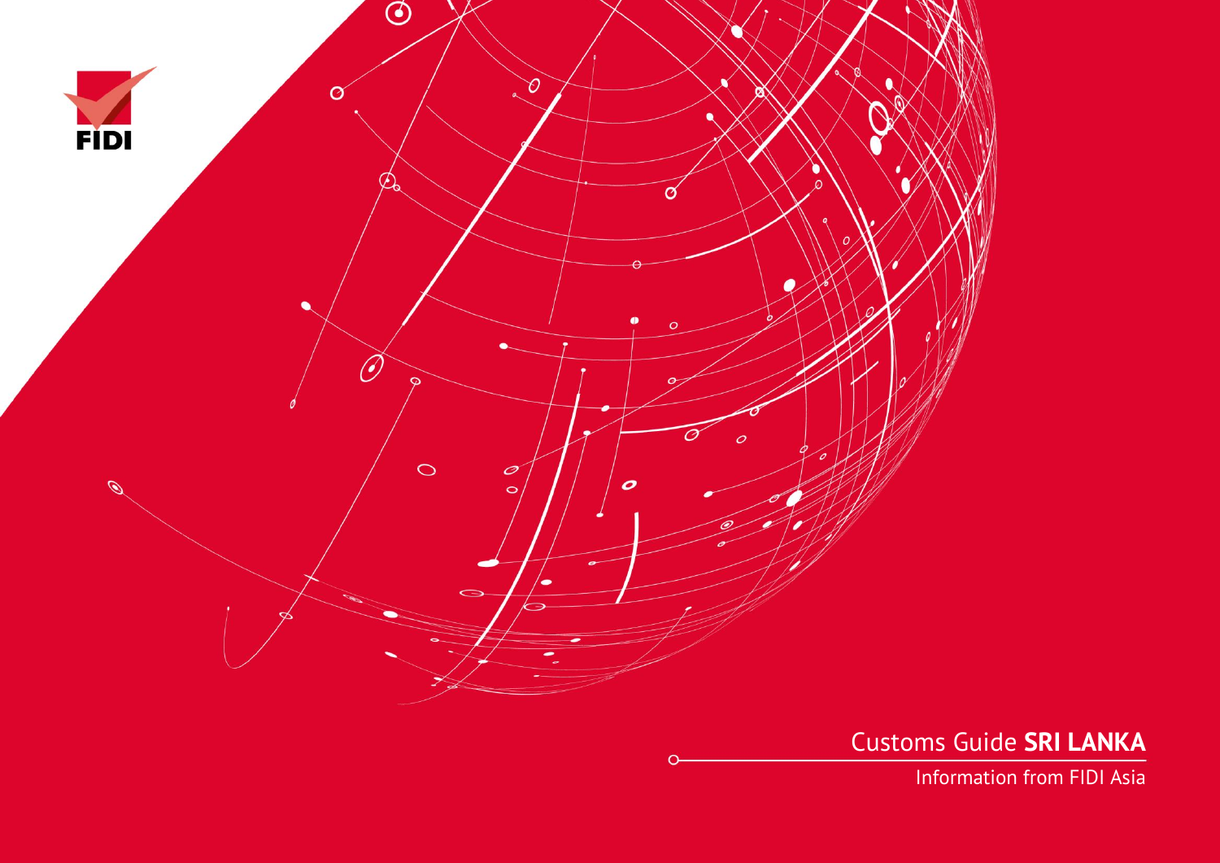FIDI

# Customs Guide **SRI LANKA**

Information from FIDI Asia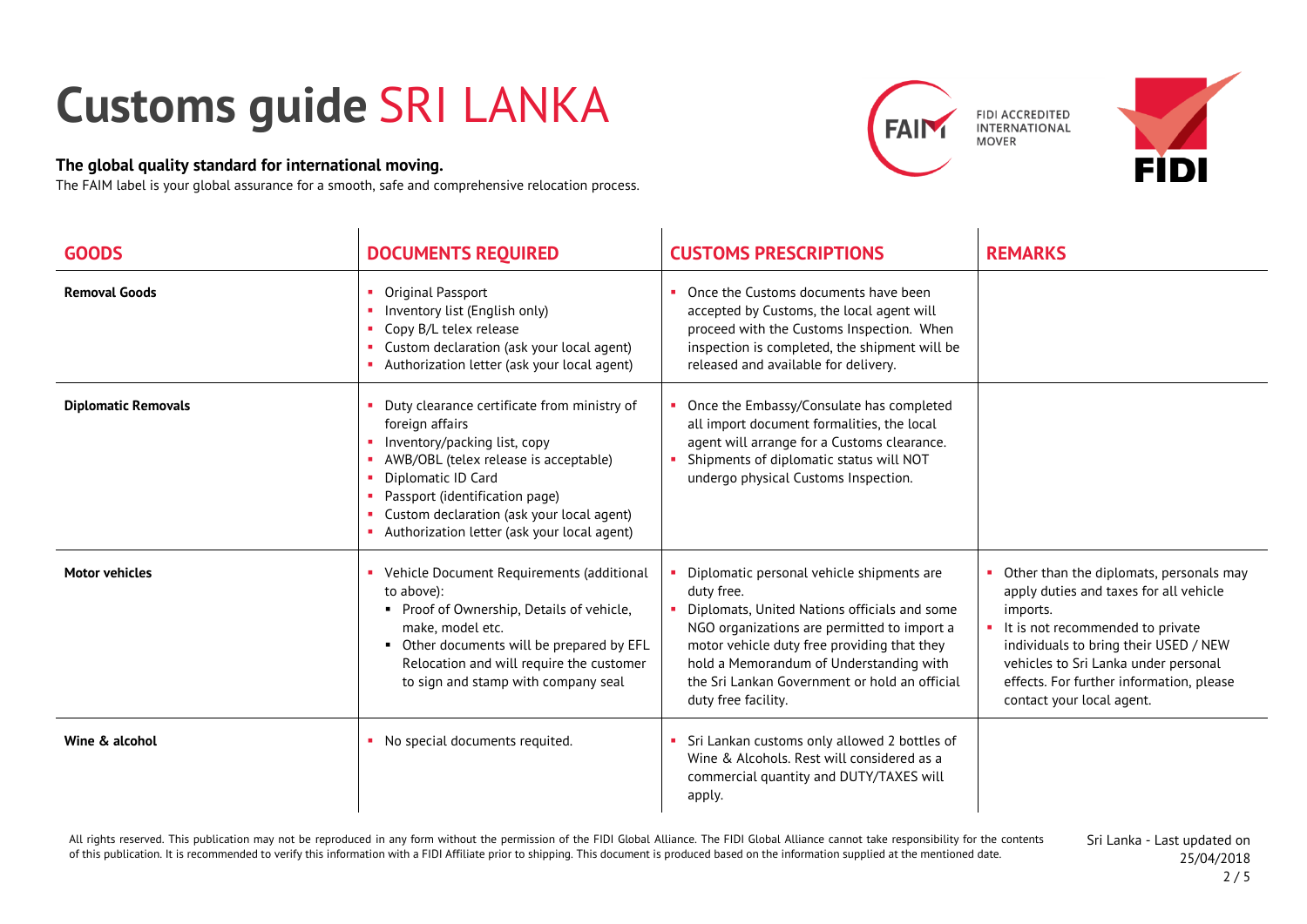# Customs guide SRI LANKA

**The global quality standard for international moving.**

The FAIM label is your global assurance for a smooth, safe and comprehensive relocation process.

| GOODS | DOCUMENTS REQUIRED | CUSTOMS PRESCRIPTIONS | REMARKS |
|---|---|---|---|
| **Removal Goods** | ▪ Original Passport<br>▪ Inventory list (English only)<br>▪ Copy B/L telex release<br>▪ Custom declaration (ask your local agent)<br>▪ Authorization letter (ask your local agent) | ▪ Once the Customs documents have been accepted by Customs, the local agent will proceed with the Customs Inspection. When inspection is completed, the shipment will be released and available for delivery. | |
| **Diplomatic Removals** | ▪ Duty clearance certificate from ministry of foreign affairs<br>▪ Inventory/packing list, copy<br>▪ AWB/OBL (telex release is acceptable)<br>▪ Diplomatic ID Card<br>▪ Passport (identification page)<br>▪ Custom declaration (ask your local agent)<br>▪ Authorization letter (ask your local agent) | ▪ Once the Embassy/Consulate has completed all import document formalities, the local agent will arrange for a Customs clearance.<br>▪ Shipments of diplomatic status will NOT undergo physical Customs Inspection. | |
| **Motor vehicles** | ▪ Vehicle Document Requirements (additional to above):<br>&nbsp;&nbsp;▪ Proof of Ownership, Details of vehicle, make, model etc.<br>&nbsp;&nbsp;▪ Other documents will be prepared by EFL Relocation and will require the customer to sign and stamp with company seal | ▪ Diplomatic personal vehicle shipments are duty free.<br>▪ Diplomats, United Nations officials and some NGO organizations are permitted to import a motor vehicle duty free providing that they hold a Memorandum of Understanding with the Sri Lankan Government or hold an official duty free facility. | ▪ Other than the diplomats, personals may apply duties and taxes for all vehicle imports.<br>▪ It is not recommended to private individuals to bring their USED / NEW vehicles to Sri Lanka under personal effects. For further information, please contact your local agent. |
| **Wine & alcohol** | ▪ No special documents requited. | ▪ Sri Lankan customs only allowed 2 bottles of Wine & Alcohols. Rest will considered as a commercial quantity and DUTY/TAXES will apply. | |

All rights reserved. This publication may not be reproduced in any form without the permission of the FIDI Global Alliance. The FIDI Global Alliance cannot take responsibility for the contents of this publication. It is recommended to verify this information with a FIDI Affiliate prior to shipping. This document is produced based on the information supplied at the mentioned date.

Sri Lanka - Last updated on 25/04/2018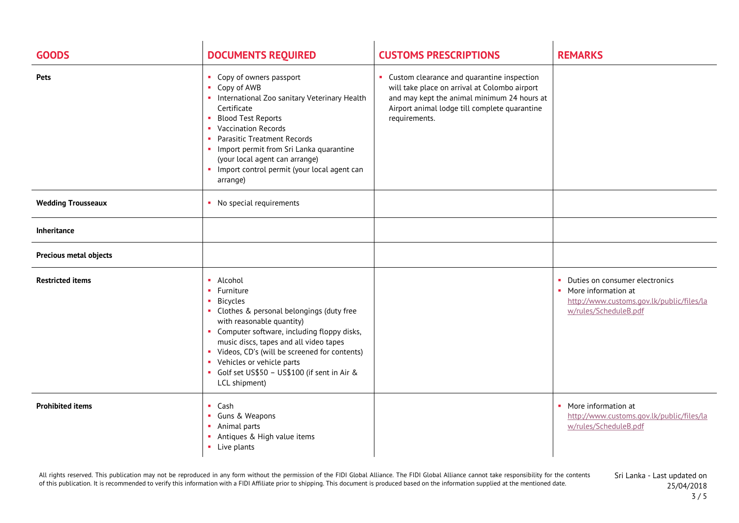| GOODS | DOCUMENTS REQUIRED | CUSTOMS PRESCRIPTIONS | REMARKS |
|---|---|---|---|
| **Pets** | ▪ Copy of owners passport<br>▪ Copy of AWB<br>▪ International Zoo sanitary Veterinary Health Certificate<br>▪ Blood Test Reports<br>▪ Vaccination Records<br>▪ Parasitic Treatment Records<br>▪ Import permit from Sri Lanka quarantine (your local agent can arrange)<br>▪ Import control permit (your local agent can arrange) | ▪ Custom clearance and quarantine inspection will take place on arrival at Colombo airport and may kept the animal minimum 24 hours at Airport animal lodge till complete quarantine requirements. | |
| **Wedding Trousseaux** | ▪ No special requirements | | |
| **Inheritance** | | | |
| **Precious metal objects** | | | |
| **Restricted items** | ▪ Alcohol<br>▪ Furniture<br>▪ Bicycles<br>▪ Clothes & personal belongings (duty free with reasonable quantity)<br>▪ Computer software, including floppy disks, music discs, tapes and all video tapes<br>▪ Videos, CD's (will be screened for contents)<br>▪ Vehicles or vehicle parts<br>▪ Golf set US$50 – US$100 (if sent in Air & LCL shipment) | | ▪ Duties on consumer electronics<br>▪ More information at http://www.customs.gov.lk/public/files/law/rules/ScheduleB.pdf |
| **Prohibited items** | ▪ Cash<br>▪ Guns & Weapons<br>▪ Animal parts<br>▪ Antiques & High value items<br>▪ Live plants | | ▪ More information at http://www.customs.gov.lk/public/files/law/rules/ScheduleB.pdf |

All rights reserved. This publication may not be reproduced in any form without the permission of the FIDI Global Alliance. The FIDI Global Alliance cannot take responsibility for the contents of this publication. It is recommended to verify this information with a FIDI Affiliate prior to shipping. This document is produced based on the information supplied at the mentioned date.

Sri Lanka - Last updated on 25/04/2018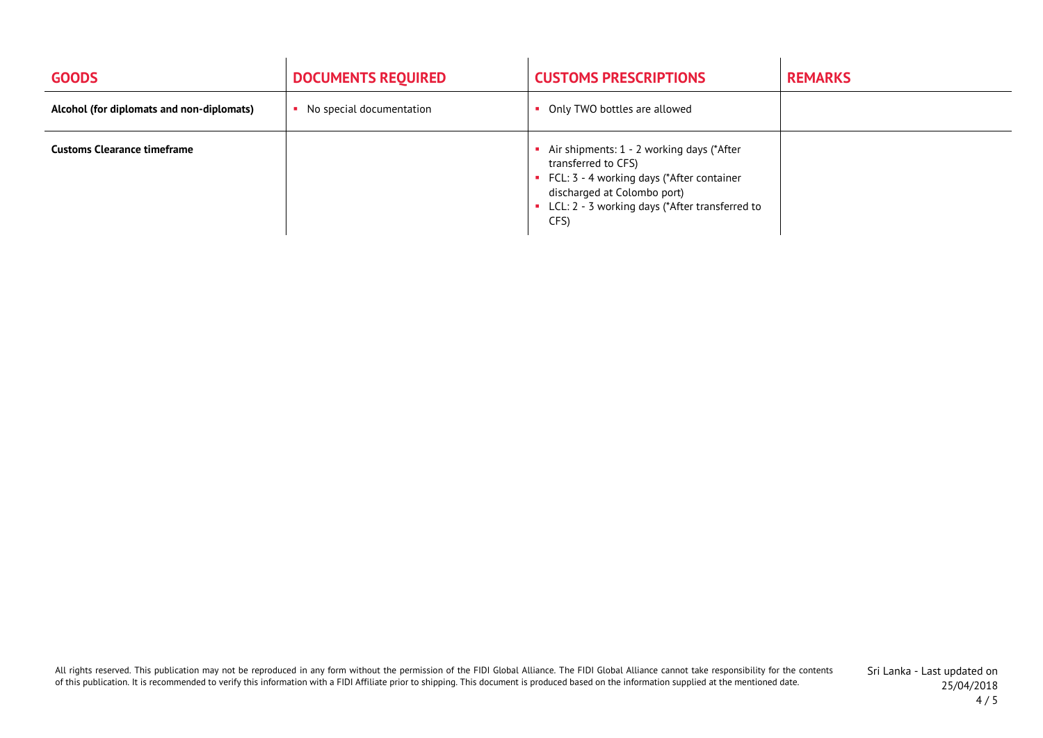| GOODS | DOCUMENTS REQUIRED | CUSTOMS PRESCRIPTIONS | REMARKS |
|---|---|---|---|
| **Alcohol (for diplomats and non-diplomats)** | ▪ No special documentation | ▪ Only TWO bottles are allowed | |
| **Customs Clearance timeframe** | | ▪ Air shipments: 1 - 2 working days (*After transferred to CFS)<br>▪ FCL: 3 - 4 working days (*After container discharged at Colombo port)<br>▪ LCL: 2 - 3 working days (*After transferred to CFS) | |

All rights reserved. This publication may not be reproduced in any form without the permission of the FIDI Global Alliance. The FIDI Global Alliance cannot take responsibility for the contents of this publication. It is recommended to verify this information with a FIDI Affiliate prior to shipping. This document is produced based on the information supplied at the mentioned date.

Sri Lanka - Last updated on 25/04/2018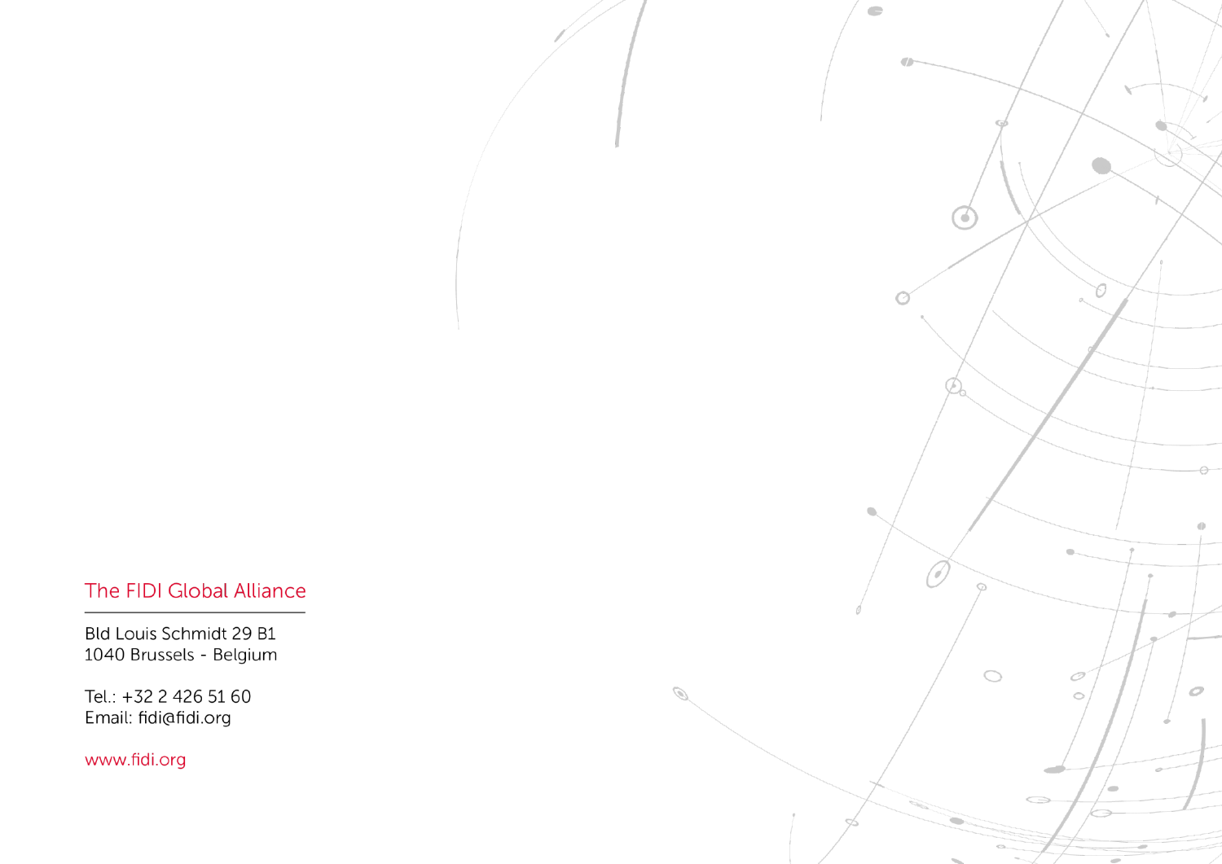The FIDI Global Alliance

Bld Louis Schmidt 29 B1
1040 Brussels - Belgium

Tel.: +32 2 426 51 60
Email: fidi@fidi.org

www.fidi.org